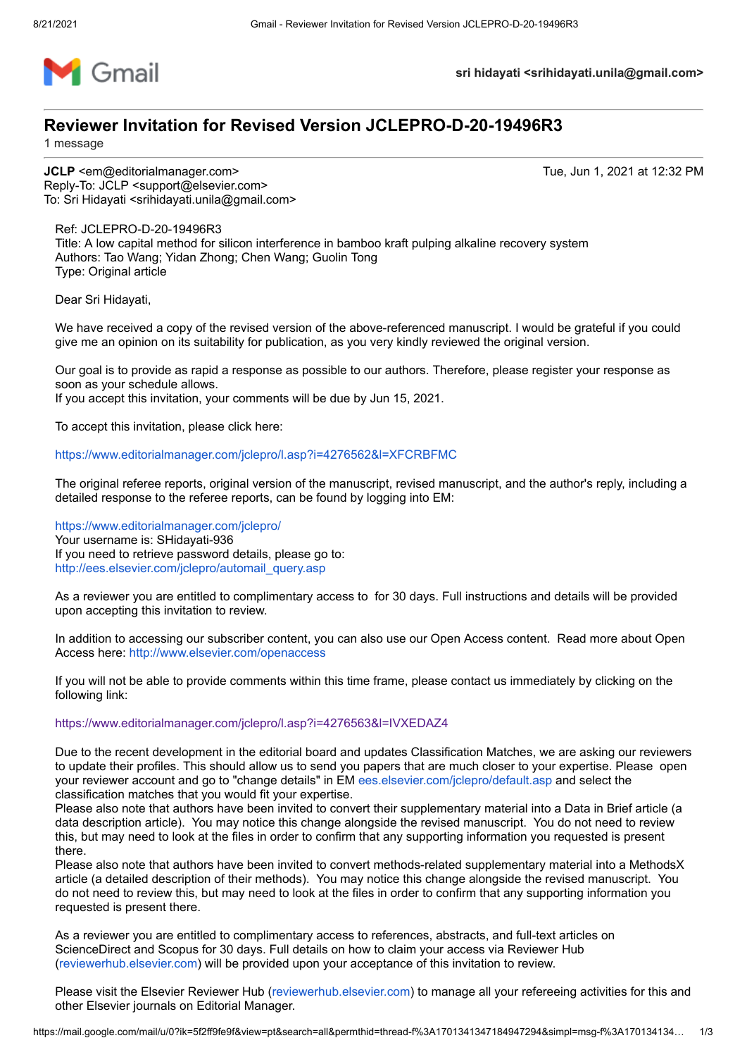Gmail

**sri hidayati <srihidayati.unila@gmail.com>**

# Reviewer Invitation for Revised Version JCLEPRO-D-20-19496R3

1 message

**JCLP** <em@editorialmanager.com> Tue, Jun 1, 2021 at 12:32 PM
Reply-To: JCLP <support@elsevier.com>
To: Sri Hidayati <srihidayati.unila@gmail.com>

Ref: JCLEPRO-D-20-19496R3
Title: A low capital method for silicon interference in bamboo kraft pulping alkaline recovery system
Authors: Tao Wang; Yidan Zhong; Chen Wang; Guolin Tong
Type: Original article

Dear Sri Hidayati,

We have received a copy of the revised version of the above-referenced manuscript. I would be grateful if you could give me an opinion on its suitability for publication, as you very kindly reviewed the original version.

Our goal is to provide as rapid a response as possible to our authors. Therefore, please register your response as soon as your schedule allows.
If you accept this invitation, your comments will be due by Jun 15, 2021.

To accept this invitation, please click here:

https://www.editorialmanager.com/jclepro/l.asp?i=4276562&l=XFCRBFMC

The original referee reports, original version of the manuscript, revised manuscript, and the author's reply, including a detailed response to the referee reports, can be found by logging into EM:

https://www.editorialmanager.com/jclepro/
Your username is: SHidayati-936
If you need to retrieve password details, please go to:
http://ees.elsevier.com/jclepro/automail_query.asp

As a reviewer you are entitled to complimentary access to for 30 days. Full instructions and details will be provided upon accepting this invitation to review.

In addition to accessing our subscriber content, you can also use our Open Access content. Read more about Open Access here: http://www.elsevier.com/openaccess

If you will not be able to provide comments within this time frame, please contact us immediately by clicking on the following link:

https://www.editorialmanager.com/jclepro/l.asp?i=4276563&l=IVXEDAZ4

Due to the recent development in the editorial board and updates Classification Matches, we are asking our reviewers to update their profiles. This should allow us to send you papers that are much closer to your expertise. Please open your reviewer account and go to "change details" in EM ees.elsevier.com/jclepro/default.asp and select the classification matches that you would fit your expertise.
Please also note that authors have been invited to convert their supplementary material into a Data in Brief article (a data description article). You may notice this change alongside the revised manuscript. You do not need to review this, but may need to look at the files in order to confirm that any supporting information you requested is present there.
Please also note that authors have been invited to convert methods-related supplementary material into a MethodsX article (a detailed description of their methods). You may notice this change alongside the revised manuscript. You do not need to review this, but may need to look at the files in order to confirm that any supporting information you requested is present there.

As a reviewer you are entitled to complimentary access to references, abstracts, and full-text articles on ScienceDirect and Scopus for 30 days. Full details on how to claim your access via Reviewer Hub (reviewerhub.elsevier.com) will be provided upon your acceptance of this invitation to review.

Please visit the Elsevier Reviewer Hub (reviewerhub.elsevier.com) to manage all your refereeing activities for this and other Elsevier journals on Editorial Manager.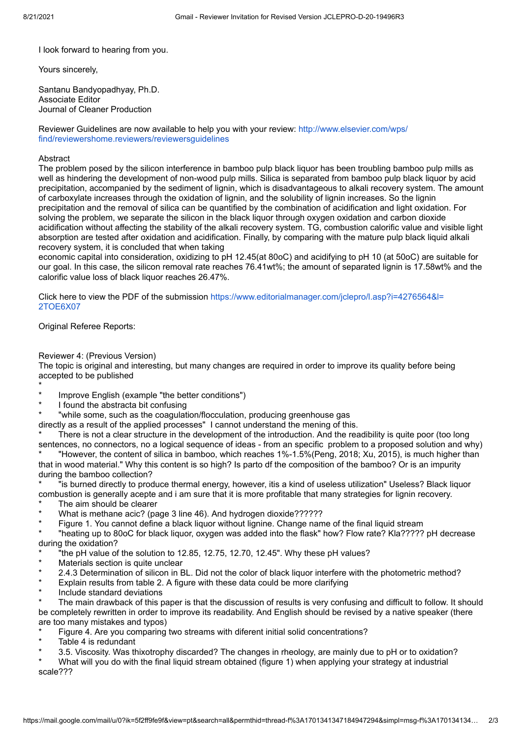I look forward to hearing from you.

Yours sincerely,

Santanu Bandyopadhyay, Ph.D.
Associate Editor
Journal of Cleaner Production

Reviewer Guidelines are now available to help you with your review: http://www.elsevier.com/wps/find/reviewershome.reviewers/reviewersguidelines

Abstract
The problem posed by the silicon interference in bamboo pulp black liquor has been troubling bamboo pulp mills as well as hindering the development of non-wood pulp mills. Silica is separated from bamboo pulp black liquor by acid precipitation, accompanied by the sediment of lignin, which is disadvantageous to alkali recovery system. The amount of carboxylate increases through the oxidation of lignin, and the solubility of lignin increases. So the lignin precipitation and the removal of silica can be quantified by the combination of acidification and light oxidation. For solving the problem, we separate the silicon in the black liquor through oxygen oxidation and carbon dioxide acidification without affecting the stability of the alkali recovery system. TG, combustion calorific value and visible light absorption are tested after oxidation and acidification. Finally, by comparing with the mature pulp black liquid alkali recovery system, it is concluded that when taking
economic capital into consideration, oxidizing to pH 12.45(at 80oC) and acidifying to pH 10 (at 50oC) are suitable for our goal. In this case, the silicon removal rate reaches 76.41wt%; the amount of separated lignin is 17.58wt% and the calorific value loss of black liquor reaches 26.47%.

Click here to view the PDF of the submission https://www.editorialmanager.com/jclepro/l.asp?i=4276564&l=2TOE6X07

Original Referee Reports:

Reviewer 4: (Previous Version)
The topic is original and interesting, but many changes are required in order to improve its quality before being accepted to be published

*
* Improve English (example "the better conditions")
* I found the abstracta bit confusing
* "while some, such as the coagulation/flocculation, producing greenhouse gas directly as a result of the applied processes" I cannot understand the mening of this.
* There is not a clear structure in the development of the introduction. And the readibility is quite poor (too long sentences, no connectors, no a logical sequence of ideas - from an specific problem to a proposed solution and why)
* "However, the content of silica in bamboo, which reaches 1%-1.5%(Peng, 2018; Xu, 2015), is much higher than that in wood material." Why this content is so high? Is parto df the composition of the bamboo? Or is an impurity during the bamboo collection?
* "is burned directly to produce thermal energy, however, itis a kind of useless utilization" Useless? Black liquor combustion is generally acepte and i am sure that it is more profitable that many strategies for lignin recovery.
* The aim should be clearer
* What is methane acic? (page 3 line 46). And hydrogen dioxide??????
* Figure 1. You cannot define a black liquor without lignine. Change name of the final liquid stream
* "heating up to 80oC for black liquor, oxygen was added into the flask" how? Flow rate? Kla????? pH decrease during the oxidation?
* "the pH value of the solution to 12.85, 12.75, 12.70, 12.45". Why these pH values?
* Materials section is quite unclear
* 2.4.3 Determination of silicon in BL. Did not the color of black liquor interfere with the photometric method?
* Explain results from table 2. A figure with these data could be more clarifying
* Include standard deviations
* The main drawback of this paper is that the discussion of results is very confusing and difficult to follow. It should be completely rewritten in order to improve its readability. And English should be revised by a native speaker (there are too many mistakes and typos)
* Figure 4. Are you comparing two streams with diferent initial solid concentrations?
* Table 4 is redundant
* 3.5. Viscosity. Was thixotrophy discarded? The changes in rheology, are mainly due to pH or to oxidation?
* What will you do with the final liquid stream obtained (figure 1) when applying your strategy at industrial scale???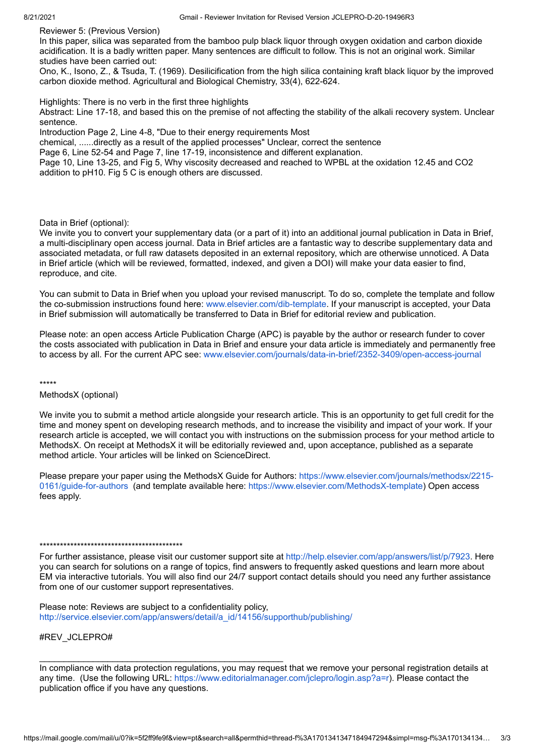Reviewer 5: (Previous Version)
In this paper, silica was separated from the bamboo pulp black liquor through oxygen oxidation and carbon dioxide acidification. It is a badly written paper. Many sentences are difficult to follow. This is not an original work. Similar studies have been carried out:
Ono, K., Isono, Z., & Tsuda, T. (1969). Desilicification from the high silica containing kraft black liquor by the improved carbon dioxide method. Agricultural and Biological Chemistry, 33(4), 622-624.

Highlights: There is no verb in the first three highlights
Abstract: Line 17-18, and based this on the premise of not affecting the stability of the alkali recovery system. Unclear sentence.
Introduction Page 2, Line 4-8, "Due to their energy requirements Most chemical, ......directly as a result of the applied processes" Unclear, correct the sentence
Page 6, Line 52-54 and Page 7, line 17-19, inconsistence and different explanation.
Page 10, Line 13-25, and Fig 5, Why viscosity decreased and reached to WPBL at the oxidation 12.45 and $CO_2$ addition to pH10. Fig 5 C is enough others are discussed.

Data in Brief (optional):
We invite you to convert your supplementary data (or a part of it) into an additional journal publication in Data in Brief, a multi-disciplinary open access journal. Data in Brief articles are a fantastic way to describe supplementary data and associated metadata, or full raw datasets deposited in an external repository, which are otherwise unnoticed. A Data in Brief article (which will be reviewed, formatted, indexed, and given a DOI) will make your data easier to find, reproduce, and cite.

You can submit to Data in Brief when you upload your revised manuscript. To do so, complete the template and follow the co-submission instructions found here: www.elsevier.com/dib-template. If your manuscript is accepted, your Data in Brief submission will automatically be transferred to Data in Brief for editorial review and publication.

Please note: an open access Article Publication Charge (APC) is payable by the author or research funder to cover the costs associated with publication in Data in Brief and ensure your data article is immediately and permanently free to access by all. For the current APC see: www.elsevier.com/journals/data-in-brief/2352-3409/open-access-journal

*****
MethodsX (optional)

We invite you to submit a method article alongside your research article. This is an opportunity to get full credit for the time and money spent on developing research methods, and to increase the visibility and impact of your work. If your research article is accepted, we will contact you with instructions on the submission process for your method article to MethodsX. On receipt at MethodsX it will be editorially reviewed and, upon acceptance, published as a separate method article. Your articles will be linked on ScienceDirect.

Please prepare your paper using the MethodsX Guide for Authors: https://www.elsevier.com/journals/methodsx/2215-0161/guide-for-authors (and template available here: https://www.elsevier.com/MethodsX-template) Open access fees apply.

******************************************
For further assistance, please visit our customer support site at http://help.elsevier.com/app/answers/list/p/7923. Here you can search for solutions on a range of topics, find answers to frequently asked questions and learn more about EM via interactive tutorials. You will also find our 24/7 support contact details should you need any further assistance from one of our customer support representatives.

Please note: Reviews are subject to a confidentiality policy, http://service.elsevier.com/app/answers/detail/a_id/14156/supporthub/publishing/

#REV_JCLEPRO#

______________________________________________________

In compliance with data protection regulations, you may request that we remove your personal registration details at any time. (Use the following URL: https://www.editorialmanager.com/jclepro/login.asp?a=r). Please contact the publication office if you have any questions.